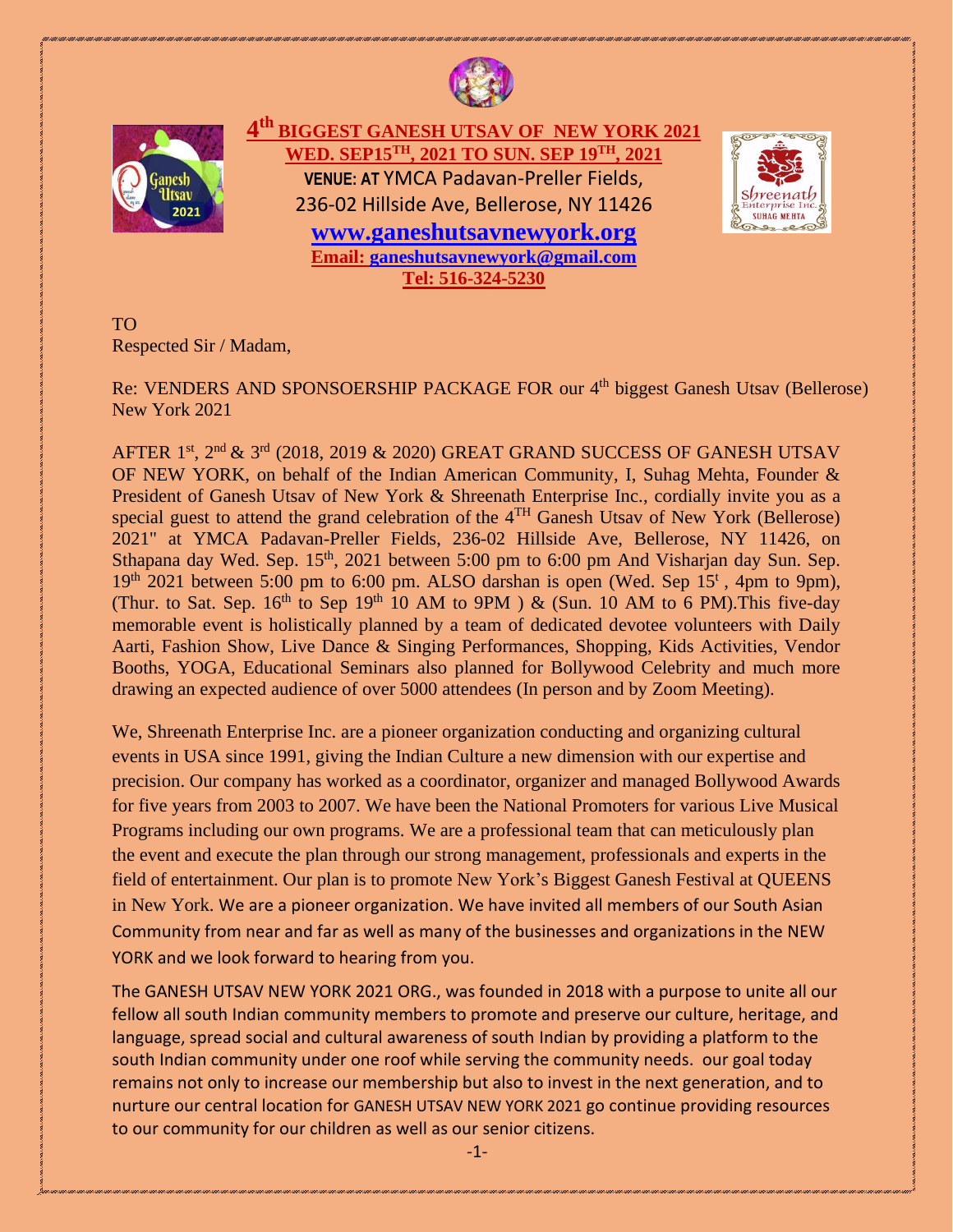# 4th BIGGEST GANESH UTSAV OF NEW YORK 2021

**WED. SEP15TH, 2021 TO SUN. SEP 19TH, 2021**

**VENUE: AT** YMCA Padavan-Preller Fields,
236-02 Hillside Ave, Bellerose, NY 11426

**www.ganeshutsavnewyork.org**

**Email: ganeshutsavnewyork@gmail.com**

**Tel: 516-324-5230**

TO
Respected Sir / Madam,

Re: VENDERS AND SPONSOERSHIP PACKAGE FOR our 4th biggest Ganesh Utsav (Bellerose) New York 2021

AFTER 1st, 2nd & 3rd (2018, 2019 & 2020) GREAT GRAND SUCCESS OF GANESH UTSAV OF NEW YORK, on behalf of the Indian American Community, I, Suhag Mehta, Founder & President of Ganesh Utsav of New York & Shreenath Enterprise Inc., cordially invite you as a special guest to attend the grand celebration of the 4TH Ganesh Utsav of New York (Bellerose) 2021" at YMCA Padavan-Preller Fields, 236-02 Hillside Ave, Bellerose, NY 11426, on Sthapana day Wed. Sep. 15th, 2021 between 5:00 pm to 6:00 pm And Visharjan day Sun. Sep. 19th 2021 between 5:00 pm to 6:00 pm. ALSO darshan is open (Wed. Sep 15t , 4pm to 9pm), (Thur. to Sat. Sep. 16th to Sep 19th 10 AM to 9PM ) & (Sun. 10 AM to 6 PM).This five-day memorable event is holistically planned by a team of dedicated devotee volunteers with Daily Aarti, Fashion Show, Live Dance & Singing Performances, Shopping, Kids Activities, Vendor Booths, YOGA, Educational Seminars also planned for Bollywood Celebrity and much more drawing an expected audience of over 5000 attendees (In person and by Zoom Meeting).

We, Shreenath Enterprise Inc. are a pioneer organization conducting and organizing cultural events in USA since 1991, giving the Indian Culture a new dimension with our expertise and precision. Our company has worked as a coordinator, organizer and managed Bollywood Awards for five years from 2003 to 2007. We have been the National Promoters for various Live Musical Programs including our own programs. We are a professional team that can meticulously plan the event and execute the plan through our strong management, professionals and experts in the field of entertainment. Our plan is to promote New York's Biggest Ganesh Festival at QUEENS in New York. We are a pioneer organization. We have invited all members of our South Asian Community from near and far as well as many of the businesses and organizations in the NEW YORK and we look forward to hearing from you.

The GANESH UTSAV NEW YORK 2021 ORG., was founded in 2018 with a purpose to unite all our fellow all south Indian community members to promote and preserve our culture, heritage, and language, spread social and cultural awareness of south Indian by providing a platform to the south Indian community under one roof while serving the community needs. our goal today remains not only to increase our membership but also to invest in the next generation, and to nurture our central location for GANESH UTSAV NEW YORK 2021 go continue providing resources to our community for our children as well as our senior citizens.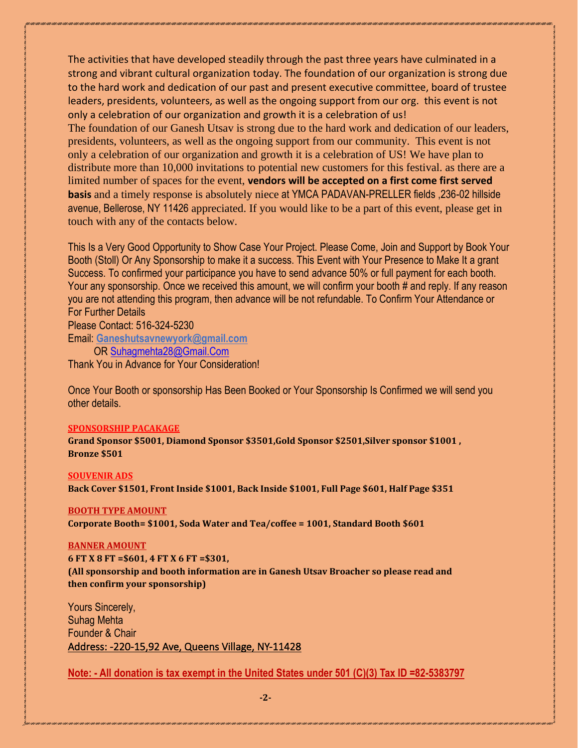The activities that have developed steadily through the past three years have culminated in a strong and vibrant cultural organization today. The foundation of our organization is strong due to the hard work and dedication of our past and present executive committee, board of trustee leaders, presidents, volunteers, as well as the ongoing support from our org. this event is not only a celebration of our organization and growth it is a celebration of us!
The foundation of our Ganesh Utsav is strong due to the hard work and dedication of our leaders, presidents, volunteers, as well as the ongoing support from our community. This event is not only a celebration of our organization and growth it is a celebration of US! We have plan to distribute more than 10,000 invitations to potential new customers for this festival. as there are a limited number of spaces for the event, **vendors will be accepted on a first come first served basis** and a timely response is absolutely niece at YMCA PADAVAN-PRELLER fields ,236-02 hillside avenue, Bellerose, NY 11426 appreciated. If you would like to be a part of this event, please get in touch with any of the contacts below.

This Is a Very Good Opportunity to Show Case Your Project. Please Come, Join and Support by Book Your Booth (Stoll) Or Any Sponsorship to make it a success. This Event with Your Presence to Make It a grant Success. To confirmed your participance you have to send advance 50% or full payment for each booth. Your any sponsorship. Once we received this amount, we will confirm your booth # and reply. If any reason you are not attending this program, then advance will be not refundable. To Confirm Your Attendance or For Further Details
Please Contact: 516-324-5230
Email: **Ganeshutsavnewyork@gmail.com**
OR Suhagmehta28@Gmail.Com
Thank You in Advance for Your Consideration!

Once Your Booth or sponsorship Has Been Booked or Your Sponsorship Is Confirmed we will send you other details.

**SPONSORSHIP PACAKAGE**
**Grand Sponsor $5001, Diamond Sponsor $3501,Gold Sponsor $2501,Silver sponsor $1001 , Bronze $501**

**SOUVENIR ADS**
**Back Cover $1501, Front Inside $1001, Back Inside $1001, Full Page $601, Half Page $351**

**BOOTH TYPE AMOUNT**
**Corporate Booth= $1001, Soda Water and Tea/coffee = 1001, Standard Booth $601**

**BANNER AMOUNT**
**6 FT X 8 FT =$601, 4 FT X 6 FT =$301,**
**(All sponsorship and booth information are in Ganesh Utsav Broacher so please read and then confirm your sponsorship)**

Yours Sincerely,
Suhag Mehta
Founder & Chair
Address: -220-15,92 Ave, Queens Village, NY-11428

**Note: - All donation is tax exempt in the United States under 501 (C)(3) Tax ID =82-5383797**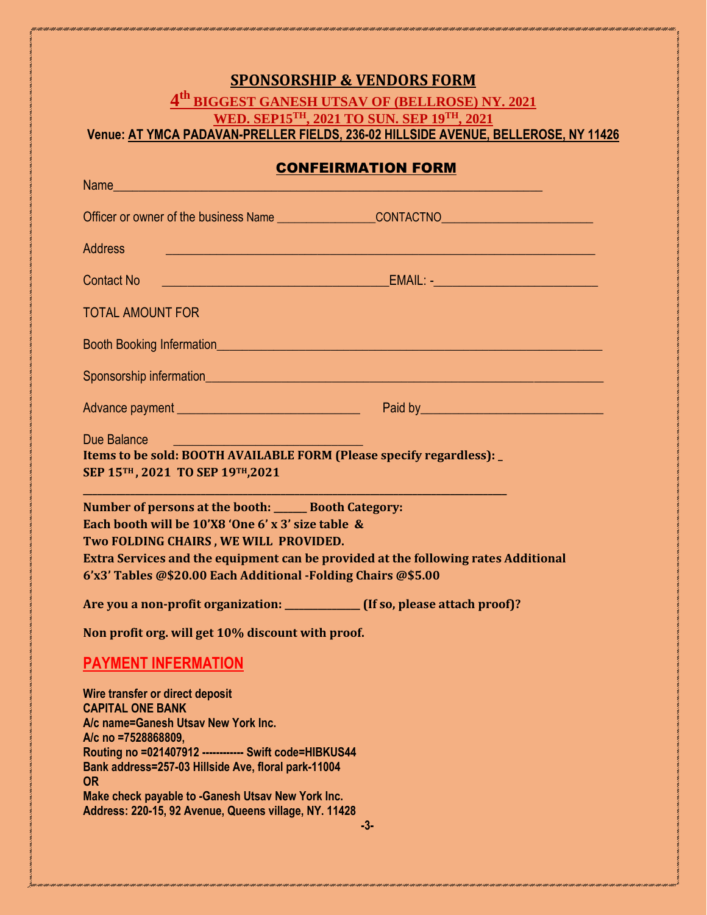## SPONSORSHIP & VENDORS FORM

### 4th BIGGEST GANESH UTSAV OF (BELLROSE) NY. 2021

### WED. SEP15TH, 2021 TO SUN. SEP 19TH, 2021

**Venue: AT YMCA PADAVAN-PRELLER FIELDS, 236-02 HILLSIDE AVENUE, BELLEROSE, NY 11426**

## CONFEIRMATION FORM

Name_______________________________________________________________

Officer or owner of the business Name ________________CONTACTNO_________________________

Address ________________________________________________________________________

Contact No _____________________________________EMAIL: -__________________________

TOTAL AMOUNT FOR

Booth Booking Information_________________________________________________________

Sponsorship information___________________________________________________________

Advance payment ______________________________ Paid by______________________________

Due Balance __________________________________

**Items to be sold: BOOTH AVAILABLE FORM (Please specify regardless): _**
**SEP 15TH , 2021 TO SEP 19TH,2021**

**_____________________________________________________________________________**

**Number of persons at the booth: ______ Booth Category:**
**Each booth will be 10'X8 'One 6' x 3' size table &**
**Two FOLDING CHAIRS , WE WILL PROVIDED.**
**Extra Services and the equipment can be provided at the following rates Additional 6'x3' Tables @$20.00 Each Additional -Folding Chairs @$5.00**

**Are you a non-profit organization: ______________ (If so, please attach proof)?**

**Non profit org. will get 10% discount with proof.**

## PAYMENT INFERMATION

**Wire transfer or direct deposit**
**CAPITAL ONE BANK**
**A/c name=Ganesh Utsav New York Inc.**
**A/c no =7528868809,**
**Routing no =021407912 ------------ Swift code=HIBKUS44**
**Bank address=257-03 Hillside Ave, floral park-11004**
**OR**
**Make check payable to -Ganesh Utsav New York Inc.**
**Address: 220-15, 92 Avenue, Queens village, NY. 11428**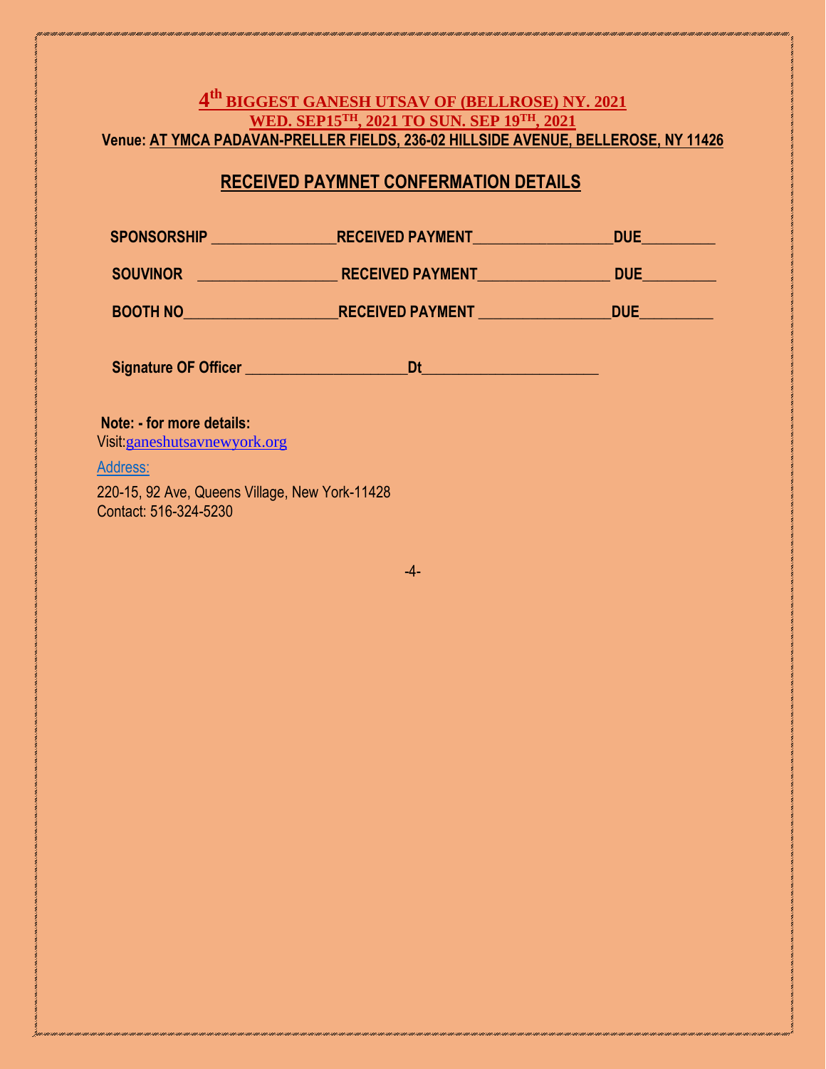# 4th BIGGEST GANESH UTSAV OF (BELLROSE) NY. 2021

## WED. SEP15TH, 2021 TO SUN. SEP 19TH, 2021

**Venue: AT YMCA PADAVAN-PRELLER FIELDS, 236-02 HILLSIDE AVENUE, BELLEROSE, NY 11426**

## RECEIVED PAYMNET CONFERMATION DETAILS

**SPONSORSHIP** ________________ **RECEIVED PAYMENT** __________________ **DUE** __________

**SOUVINOR** __________________ **RECEIVED PAYMENT** _________________ **DUE** __________

**BOOTH NO** ____________________ **RECEIVED PAYMENT** _________________ **DUE** __________

**Signature OF Officer** _____________________ **Dt** _______________________

**Note: - for more details:**

Visit: ganeshutsavnewyork.org

Address:

220-15, 92 Ave, Queens Village, New York-11428
Contact: 516-324-5230